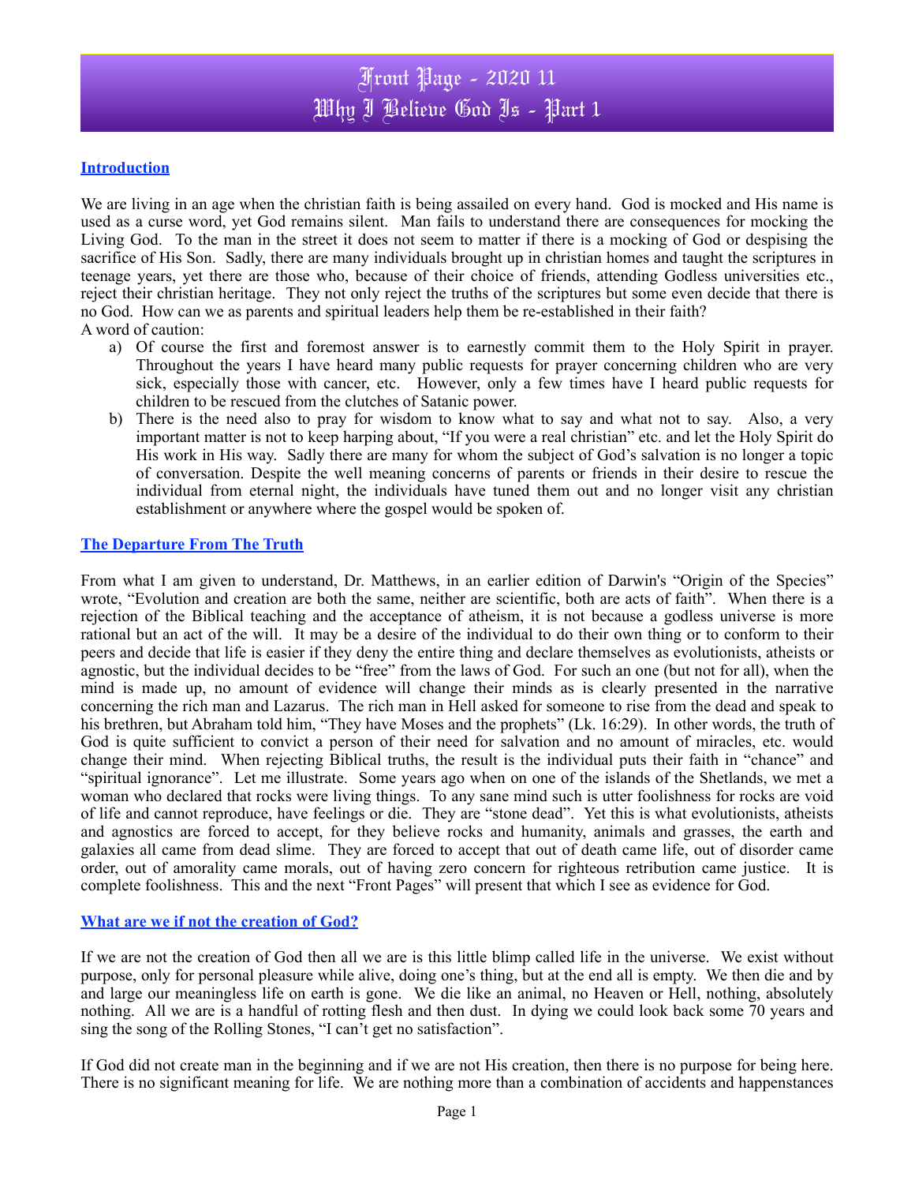# Front Page - 2020 11
# Why I Believe God Is - Part 1

## Introduction

We are living in an age when the christian faith is being assailed on every hand. God is mocked and His name is used as a curse word, yet God remains silent. Man fails to understand there are consequences for mocking the Living God. To the man in the street it does not seem to matter if there is a mocking of God or despising the sacrifice of His Son. Sadly, there are many individuals brought up in christian homes and taught the scriptures in teenage years, yet there are those who, because of their choice of friends, attending Godless universities etc., reject their christian heritage. They not only reject the truths of the scriptures but some even decide that there is no God. How can we as parents and spiritual leaders help them be re-established in their faith?

A word of caution:

a) Of course the first and foremost answer is to earnestly commit them to the Holy Spirit in prayer. Throughout the years I have heard many public requests for prayer concerning children who are very sick, especially those with cancer, etc. However, only a few times have I heard public requests for children to be rescued from the clutches of Satanic power.

b) There is the need also to pray for wisdom to know what to say and what not to say. Also, a very important matter is not to keep harping about, "If you were a real christian" etc. and let the Holy Spirit do His work in His way. Sadly there are many for whom the subject of God's salvation is no longer a topic of conversation. Despite the well meaning concerns of parents or friends in their desire to rescue the individual from eternal night, the individuals have tuned them out and no longer visit any christian establishment or anywhere where the gospel would be spoken of.

## The Departure From The Truth

From what I am given to understand, Dr. Matthews, in an earlier edition of Darwin's "Origin of the Species" wrote, "Evolution and creation are both the same, neither are scientific, both are acts of faith". When there is a rejection of the Biblical teaching and the acceptance of atheism, it is not because a godless universe is more rational but an act of the will. It may be a desire of the individual to do their own thing or to conform to their peers and decide that life is easier if they deny the entire thing and declare themselves as evolutionists, atheists or agnostic, but the individual decides to be "free" from the laws of God. For such an one (but not for all), when the mind is made up, no amount of evidence will change their minds as is clearly presented in the narrative concerning the rich man and Lazarus. The rich man in Hell asked for someone to rise from the dead and speak to his brethren, but Abraham told him, "They have Moses and the prophets" (Lk. 16:29). In other words, the truth of God is quite sufficient to convict a person of their need for salvation and no amount of miracles, etc. would change their mind. When rejecting Biblical truths, the result is the individual puts their faith in "chance" and "spiritual ignorance". Let me illustrate. Some years ago when on one of the islands of the Shetlands, we met a woman who declared that rocks were living things. To any sane mind such is utter foolishness for rocks are void of life and cannot reproduce, have feelings or die. They are "stone dead". Yet this is what evolutionists, atheists and agnostics are forced to accept, for they believe rocks and humanity, animals and grasses, the earth and galaxies all came from dead slime. They are forced to accept that out of death came life, out of disorder came order, out of amorality came morals, out of having zero concern for righteous retribution came justice. It is complete foolishness. This and the next "Front Pages" will present that which I see as evidence for God.

## What are we if not the creation of God?

If we are not the creation of God then all we are is this little blimp called life in the universe. We exist without purpose, only for personal pleasure while alive, doing one's thing, but at the end all is empty. We then die and by and large our meaningless life on earth is gone. We die like an animal, no Heaven or Hell, nothing, absolutely nothing. All we are is a handful of rotting flesh and then dust. In dying we could look back some 70 years and sing the song of the Rolling Stones, "I can't get no satisfaction".

If God did not create man in the beginning and if we are not His creation, then there is no purpose for being here. There is no significant meaning for life. We are nothing more than a combination of accidents and happenstances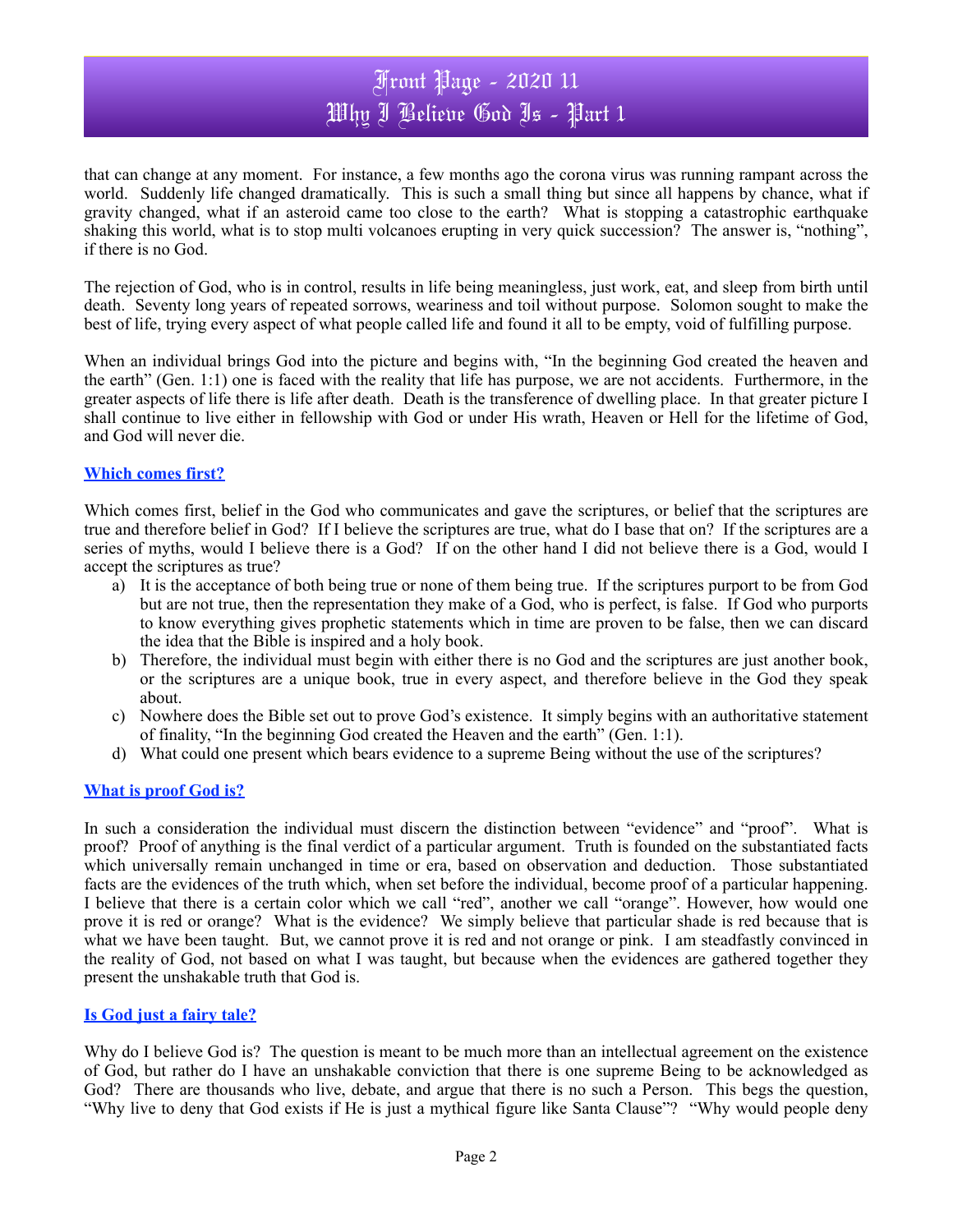that can change at any moment. For instance, a few months ago the corona virus was running rampant across the world. Suddenly life changed dramatically. This is such a small thing but since all happens by chance, what if gravity changed, what if an asteroid came too close to the earth? What is stopping a catastrophic earthquake shaking this world, what is to stop multi volcanoes erupting in very quick succession? The answer is, "nothing", if there is no God.

The rejection of God, who is in control, results in life being meaningless, just work, eat, and sleep from birth until death. Seventy long years of repeated sorrows, weariness and toil without purpose. Solomon sought to make the best of life, trying every aspect of what people called life and found it all to be empty, void of fulfilling purpose.

When an individual brings God into the picture and begins with, "In the beginning God created the heaven and the earth" (Gen. 1:1) one is faced with the reality that life has purpose, we are not accidents. Furthermore, in the greater aspects of life there is life after death. Death is the transference of dwelling place. In that greater picture I shall continue to live either in fellowship with God or under His wrath, Heaven or Hell for the lifetime of God, and God will never die.

## Which comes first?

Which comes first, belief in the God who communicates and gave the scriptures, or belief that the scriptures are true and therefore belief in God? If I believe the scriptures are true, what do I base that on? If the scriptures are a series of myths, would I believe there is a God? If on the other hand I did not believe there is a God, would I accept the scriptures as true?

a) It is the acceptance of both being true or none of them being true. If the scriptures purport to be from God but are not true, then the representation they make of a God, who is perfect, is false. If God who purports to know everything gives prophetic statements which in time are proven to be false, then we can discard the idea that the Bible is inspired and a holy book.
b) Therefore, the individual must begin with either there is no God and the scriptures are just another book, or the scriptures are a unique book, true in every aspect, and therefore believe in the God they speak about.
c) Nowhere does the Bible set out to prove God's existence. It simply begins with an authoritative statement of finality, "In the beginning God created the Heaven and the earth" (Gen. 1:1).
d) What could one present which bears evidence to a supreme Being without the use of the scriptures?

## What is proof God is?

In such a consideration the individual must discern the distinction between "evidence" and "proof". What is proof? Proof of anything is the final verdict of a particular argument. Truth is founded on the substantiated facts which universally remain unchanged in time or era, based on observation and deduction. Those substantiated facts are the evidences of the truth which, when set before the individual, become proof of a particular happening. I believe that there is a certain color which we call "red", another we call "orange". However, how would one prove it is red or orange? What is the evidence? We simply believe that particular shade is red because that is what we have been taught. But, we cannot prove it is red and not orange or pink. I am steadfastly convinced in the reality of God, not based on what I was taught, but because when the evidences are gathered together they present the unshakable truth that God is.

## Is God just a fairy tale?

Why do I believe God is? The question is meant to be much more than an intellectual agreement on the existence of God, but rather do I have an unshakable conviction that there is one supreme Being to be acknowledged as God? There are thousands who live, debate, and argue that there is no such a Person. This begs the question, "Why live to deny that God exists if He is just a mythical figure like Santa Clause"? "Why would people deny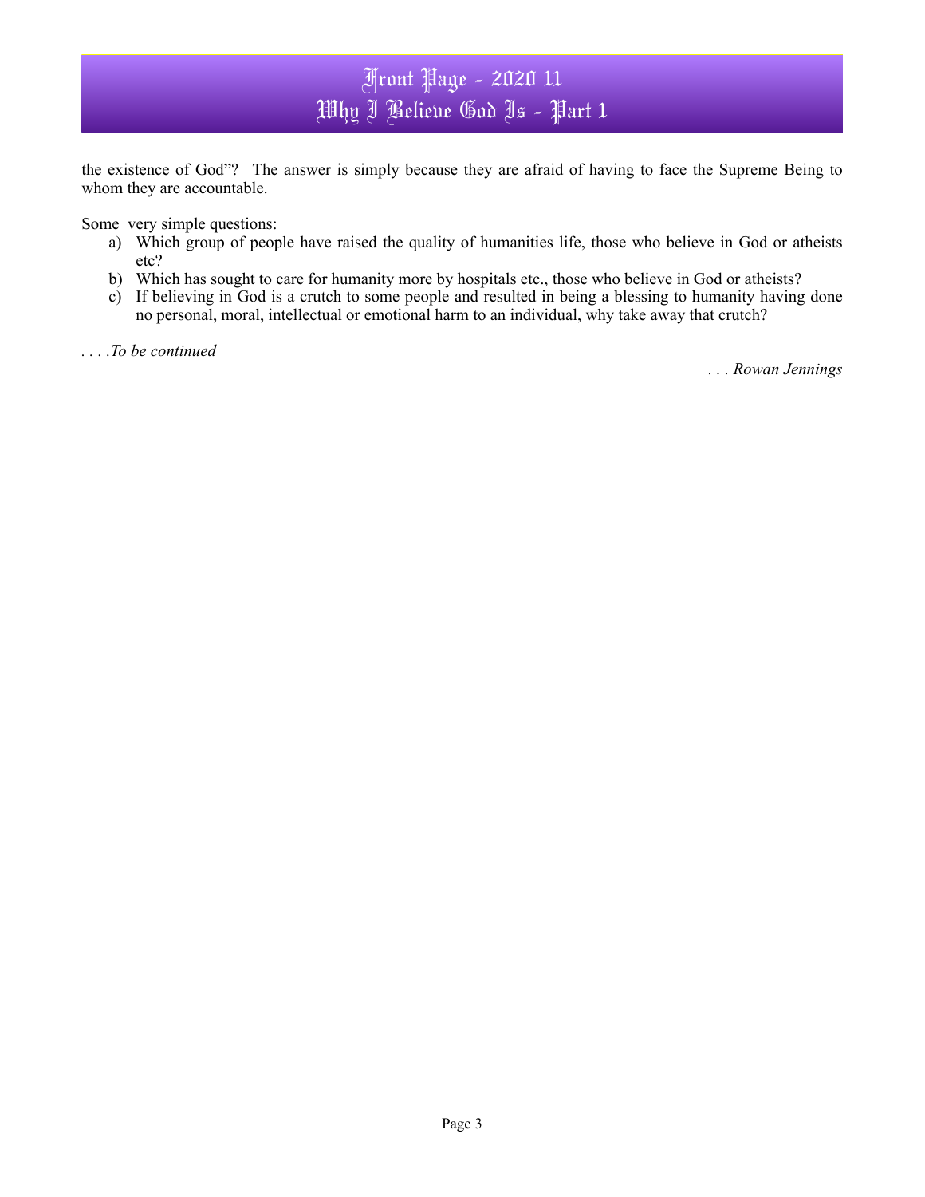the existence of God"? The answer is simply because they are afraid of having to face the Supreme Being to whom they are accountable.

Some very simple questions:

a) Which group of people have raised the quality of humanities life, those who believe in God or atheists etc?
b) Which has sought to care for humanity more by hospitals etc., those who believe in God or atheists?
c) If believing in God is a crutch to some people and resulted in being a blessing to humanity having done no personal, moral, intellectual or emotional harm to an individual, why take away that crutch?

*. . . .To be continued*

*. . . Rowan Jennings*